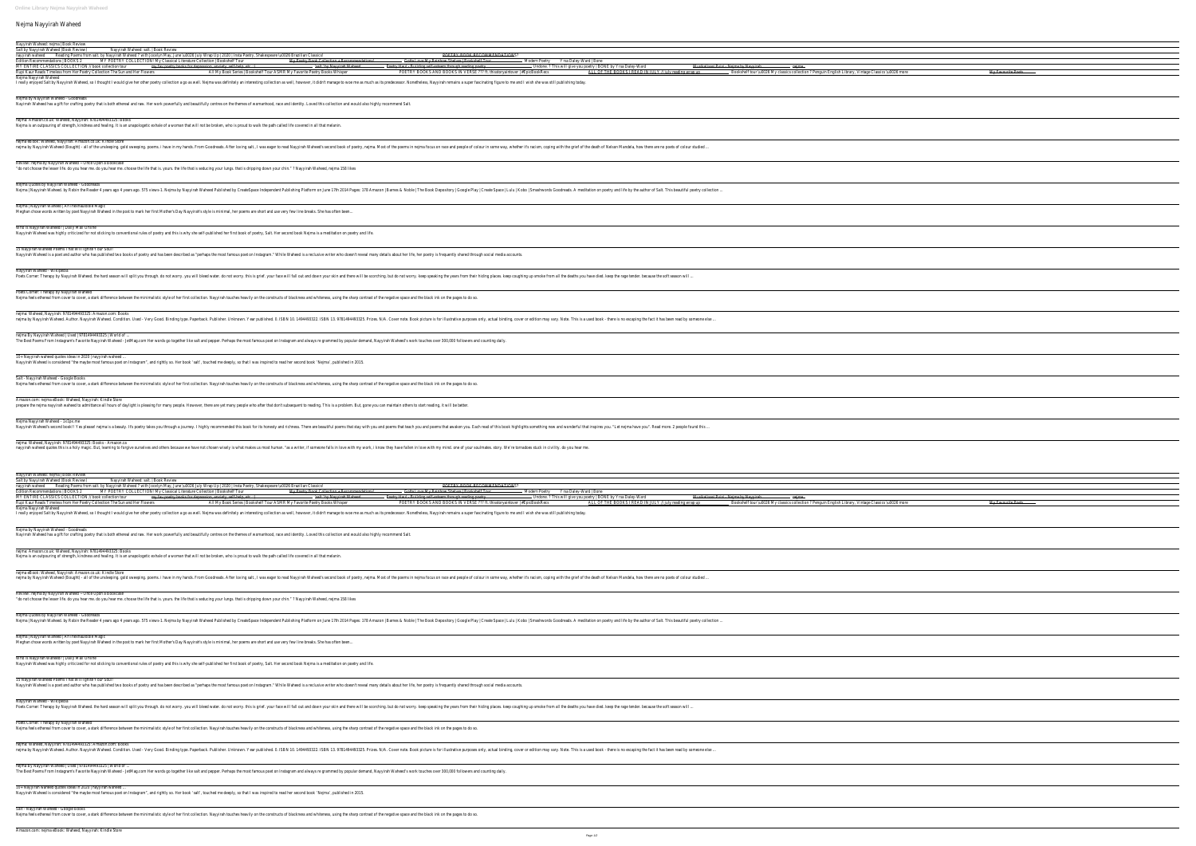# Nejma Nayyirah Waheed

Nayyirah Waheed: nejma | Book Review
Salt by Nayyirah Waheed (Book Review) Nayyirah Waheed: salt. | Book Review
nayyirah waheed Reading Poems from salt. by Nayyirah Waheed ? with Jocelyn May | June \u0026 July Wrap Up | 2020 | Insta Poetry, Shakespeare \u0026 Brazilian Classics! POETRY BOOK RECOMMENDATIONS!! Edition Recommendations | BOOKS 2 MY POETRY COLLECTION! My Classical Literature Collection | Bookshelf Tour My Poetry Book Collection + Recommendations! Gotta Love My Rainbow Shelves | Bookshelf Tour Modern Poetry Yrsa Daley-Ward | Bone
MY ENTIRE CLASSICS COLLECTION // book collection tour my fav poetry books for depression, anxiety, self-help, etc :) 'salt' by Nayyirah Waheed Poetry Haul / Building self-esteem through reading poetry Undone, ? This will give you poetry | BONE by Yrsa Daley-Ward Mustafamor Bipin - Nejma by Nayyirah nejma
Rupi Kaur Reads Timeless from her Poetry Collection The Sun and Her Flowers All My Book Series | Bookshelf Tour ASMR My Favorite Poetry Books Whisper POETRY BOOKS AND BOOKS IN VERSE ?? ft. thestoryaintover | #EpicBookRecs ALL OF THE BOOKS I READ IN JULY // july reading wrap up Bookshelf tour \u0026 My classics collection ? Penguin English Library, Vintage Classics \u0026 more My Favourite Poets

Nejma Nayyirah Waheed
I really enjoyed Salt by Nayyirah Waheed, so I thought I would give her other poetry collection a go as well. Nejma was definitely an interesting collection as well, however, it didn't manage to wow me as much as its predecessor. Nonetheless, Nayyirah remains a super fascinating figure to me and I wish she was still publishing today.

Nejma by Nayyirah Waheed - Goodreads
Nayyirah Waheed has a gift for crafting poetry that is both ethereal and raw. Her work powerfully and beautifully centres on the themes of womanhood, race and identity. Loved this collection and would also highly recommend Salt.

Nejma: Amazon.co.uk: Waheed, Nayyirah: 9781494493325: Books
Nejma is an outpouring of strength, kindness and healing. It is an unapologetic exhale of a woman that will not be broken, who is proud to walk the path called life covered in all that melanin.

Nejma eBook: Waheed, Nayyirah: Amazon.co.uk: Kindle Store
nejma by Nayyirah Waheed (Bought) - all of the unsleeping, gold sweeping, poems. i have in my hands. From Goodreads. After loving salt, I was eager to read Nayyirah Waheed's second book of poetry, nejma. Most of the poems in nejma focus on race and people of colour in some way, whether it's racism, coping with the grief of the death of Nelson Mandela, how there are no poets of colour studied ...

Review: Nejma by Nayyirah Waheed – Once Upon a Bookcase
"do not choose the lesser life. do you hear me. do you hear me. choose the life that is. yours. the life that is seducing your lungs. that is dripping down your chin." ? Nayyirah Waheed, nejma 158 likes

Nejma Quotes by Nayyirah Waheed - Goodreads
Nejma | Nayyirah Waheed. by Robin the Reader 4 years ago 4 years ago. 575 views-1. Nejma by Nayyirah Waheed Published by CreateSpace Independent Publishing Platform on June 17th 2014 Pages: 178 Amazon | Barnes & Noble | The Book Depository | Google Play | CreateSpace | Lulu | Kobo | Smashwords Goodreads. A meditation on poetry and life by the author of Salt. This beautiful poetry collection ...

Nejma | Nayyirah Waheed | An Inexhaustible Magic
Meghan chose words written by poet Nayyirah Waheed in the post to mark her first Mother's Day Nayyirah's style is minimal, her poems are short and use very few line breaks. She has often been ...

Who is Nayyirah Waheed? | Daily Mail Online
Nayyirah Waheed was highly criticized for not sticking to conventional rules of poetry and this is why she self-published her first book of poetry, Salt. Her second book Nejma is a meditation on poetry and life.

15 Nayyirah Waheed Poems That Will Ignite Your Soul!
Nayyirah Waheed is a poet and author who has published two books of poetry and has been described as "perhaps the most famous poet on Instagram." While Waheed is a reclusive writer who doesn't reveal many details about her life, her poetry is frequently shared through social media accounts.

Nayyirah Waheed - Wikipedia
Poets Corner: Therapy by Nayyirah Waheed. the hard season will split you through. do not worry. you will bleed water. do not worry. this is grief. your face will fall out and down your skin and there will be scorching. but do not worry. keep speaking the years from their hiding places. keep coughing up smoke from all the deaths you have died. keep the rage tender. because the soft season will ...

Poets Corner: Therapy by Nayyirah Waheed
Nejma feels ethereal from cover to cover, a stark difference between the minimalistic style of her first collection. Nayyirah touches heavily on the constructs of blackness and whiteness, using the sharp contrast of the negative space and the black ink on the pages to do so.

nejma: Waheed, Nayyirah: 9781494493325: Amazon.com: Books
nejma by Nayyirah Waheed. Author. Nayyirah Waheed. Condition. Used - Very Good. Binding type. Paperback. Publisher. Unknown. Year published. 0. ISBN 10. 1494493322. ISBN 13. 9781494493325. Prizes. N/A. Cover note. Book picture is for illustrative purposes only, actual binding, cover or edition may vary. Note. This is a used book - there is no escaping the fact it has been read by someone else ...

Nejma By Nayyirah Waheed | Used | 9781494493325 | World of ...
The Best Poems From Instagram's Favorite Nayyirah Waheed - JetMag.com Her words go together like salt and pepper. Perhaps the most famous poet on Instagram and always re-grammed by popular demand, Nayyirah Waheed's work touches over 300,000 followers and counting daily.

10+ Nayyirah waheed quotes ideas in 2020 | nayyirah waheed ...
Nayyirah Waheed is considered "the maybe most famous poet on Instagram", and rightly so. Her book 'salt', touched me deeply, so that I was inspired to read her second book 'Nejma', published in 2015.

Salt - Nayyirah Waheed - Google Books
Nejma feels ethereal from cover to cover, a stark difference between the minimalistic style of her first collection. Nayyirah touches heavily on the constructs of blackness and whiteness, using the sharp contrast of the negative space and the black ink on the pages to do so.

Amazon.com: nejma eBook: Waheed, Nayyirah: Kindle Store
prepare the nejma nayyirah waheed to admittance all hours of daylight is pleasing for many people. However, there are yet many people who after that don't subsequent to reading. This is a problem. But, gone you can maintain others to start reading, it will be better.

Nejma Nayyirah Waheed - 1x1px.me
Nayyirah Waheed's second book!! Yes please! nejma is a beauty. It's poetry takes you through a journey. I highly recommended this book for its honesty and richness. There are beautiful poems that stay with you and poems that teach you and poems that awaken you. Each read of this book highlights something new and wonderful that inspires you. "Let nejma have you". Read more. 2 people found this ...

Nejma: Waheed, Nayyirah: 9781494493325: Books - Amazon.ca
nayyirah waheed quotes this is a holy magic. But, learning to forgive ourselves and others because we have not chosen wisely is what makes us most human. "as a writer, if someone falls in love with my work, i know they have fallen in love with my mind. one of your soulmates. story. We're tornadoes stuck in civility, do you hear me.

Nayyirah Waheed: nejma | Book Review
Salt by Nayyirah Waheed (Book Review) Nayyirah Waheed: salt. | Book Review
nayyirah waheed Reading Poems from salt. by Nayyirah Waheed ? with Jocelyn May | June \u0026 July Wrap Up | 2020 | Insta Poetry, Shakespeare \u0026 Brazilian Classics! POETRY BOOK RECOMMENDATIONS!! Edition Recommendations | BOOKS 2 MY POETRY COLLECTION! My Classical Literature Collection | Bookshelf Tour My Poetry Book Collection + Recommendations! Gotta Love My Rainbow Shelves | Bookshelf Tour Modern Poetry Yrsa Daley-Ward | Bone
MY ENTIRE CLASSICS COLLECTION // book collection tour my fav poetry books for depression, anxiety, self-help, etc :) 'salt' by Nayyirah Waheed Poetry Haul / Building self-esteem through reading poetry Undone, ? This will give you poetry | BONE by Yrsa Daley-Ward Mustafamor Bipin - Nejma by Nayyirah nejma
Rupi Kaur Reads Timeless from her Poetry Collection The Sun and Her Flowers All My Book Series | Bookshelf Tour ASMR My Favorite Poetry Books Whisper POETRY BOOKS AND BOOKS IN VERSE ?? ft. thestoryaintover | #EpicBookRecs ALL OF THE BOOKS I READ IN JULY // july reading wrap up Bookshelf tour \u0026 My classics collection ? Penguin English Library, Vintage Classics \u0026 more My Favourite Poets

Nejma Nayyirah Waheed
I really enjoyed Salt by Nayyirah Waheed, so I thought I would give her other poetry collection a go as well. Nejma was definitely an interesting collection as well, however, it didn't manage to wow me as much as its predecessor. Nonetheless, Nayyirah remains a super fascinating figure to me and I wish she was still publishing today.

Nejma by Nayyirah Waheed - Goodreads
Nayyirah Waheed has a gift for crafting poetry that is both ethereal and raw. Her work powerfully and beautifully centres on the themes of womanhood, race and identity. Loved this collection and would also highly recommend Salt.

Nejma: Amazon.co.uk: Waheed, Nayyirah: 9781494493325: Books
Nejma is an outpouring of strength, kindness and healing. It is an unapologetic exhale of a woman that will not be broken, who is proud to walk the path called life covered in all that melanin.

Nejma eBook: Waheed, Nayyirah: Amazon.co.uk: Kindle Store
nejma by Nayyirah Waheed (Bought) - all of the unsleeping, gold sweeping, poems. i have in my hands. From Goodreads. After loving salt, I was eager to read Nayyirah Waheed's second book of poetry, nejma. Most of the poems in nejma focus on race and people of colour in some way, whether it's racism, coping with the grief of the death of Nelson Mandela, how there are no poets of colour studied ...

Review: Nejma by Nayyirah Waheed – Once Upon a Bookcase
"do not choose the lesser life. do you hear me. do you hear me. choose the life that is. yours. the life that is seducing your lungs. that is dripping down your chin." ? Nayyirah Waheed, nejma 158 likes

Nejma Quotes by Nayyirah Waheed - Goodreads
Nejma | Nayyirah Waheed. by Robin the Reader 4 years ago 4 years ago. 575 views-1. Nejma by Nayyirah Waheed Published by CreateSpace Independent Publishing Platform on June 17th 2014 Pages: 178 Amazon | Barnes & Noble | The Book Depository | Google Play | CreateSpace | Lulu | Kobo | Smashwords Goodreads. A meditation on poetry and life by the author of Salt. This beautiful poetry collection ...

Nejma | Nayyirah Waheed | An Inexhaustible Magic
Meghan chose words written by poet Nayyirah Waheed in the post to mark her first Mother's Day Nayyirah's style is minimal, her poems are short and use very few line breaks. She has often been ...

Who is Nayyirah Waheed? | Daily Mail Online
Nayyirah Waheed was highly criticized for not sticking to conventional rules of poetry and this is why she self-published her first book of poetry, Salt. Her second book Nejma is a meditation on poetry and life.

15 Nayyirah Waheed Poems That Will Ignite Your Soul!
Nayyirah Waheed is a poet and author who has published two books of poetry and has been described as "perhaps the most famous poet on Instagram." While Waheed is a reclusive writer who doesn't reveal many details about her life, her poetry is frequently shared through social media accounts.

Nayyirah Waheed - Wikipedia
Poets Corner: Therapy by Nayyirah Waheed. the hard season will split you through. do not worry. you will bleed water. do not worry. this is grief. your face will fall out and down your skin and there will be scorching. but do not worry. keep speaking the years from their hiding places. keep coughing up smoke from all the deaths you have died. keep the rage tender. because the soft season will ...

Poets Corner: Therapy by Nayyirah Waheed
Nejma feels ethereal from cover to cover, a stark difference between the minimalistic style of her first collection. Nayyirah touches heavily on the constructs of blackness and whiteness, using the sharp contrast of the negative space and the black ink on the pages to do so.

nejma: Waheed, Nayyirah: 9781494493325: Amazon.com: Books
nejma by Nayyirah Waheed. Author. Nayyirah Waheed. Condition. Used - Very Good. Binding type. Paperback. Publisher. Unknown. Year published. 0. ISBN 10. 1494493322. ISBN 13. 9781494493325. Prizes. N/A. Cover note. Book picture is for illustrative purposes only, actual binding, cover or edition may vary. Note. This is a used book - there is no escaping the fact it has been read by someone else ...

Nejma By Nayyirah Waheed | Used | 9781494493325 | World of ...
The Best Poems From Instagram's Favorite Nayyirah Waheed - JetMag.com Her words go together like salt and pepper. Perhaps the most famous poet on Instagram and always re-grammed by popular demand, Nayyirah Waheed's work touches over 300,000 followers and counting daily.

10+ Nayyirah waheed quotes ideas in 2020 | nayyirah waheed ...
Nayyirah Waheed is considered "the maybe most famous poet on Instagram", and rightly so. Her book 'salt', touched me deeply, so that I was inspired to read her second book 'Nejma', published in 2015.

Salt - Nayyirah Waheed - Google Books
Nejma feels ethereal from cover to cover, a stark difference between the minimalistic style of her first collection. Nayyirah touches heavily on the constructs of blackness and whiteness, using the sharp contrast of the negative space and the black ink on the pages to do so.

Amazon.com: nejma eBook: Waheed, Nayyirah: Kindle Store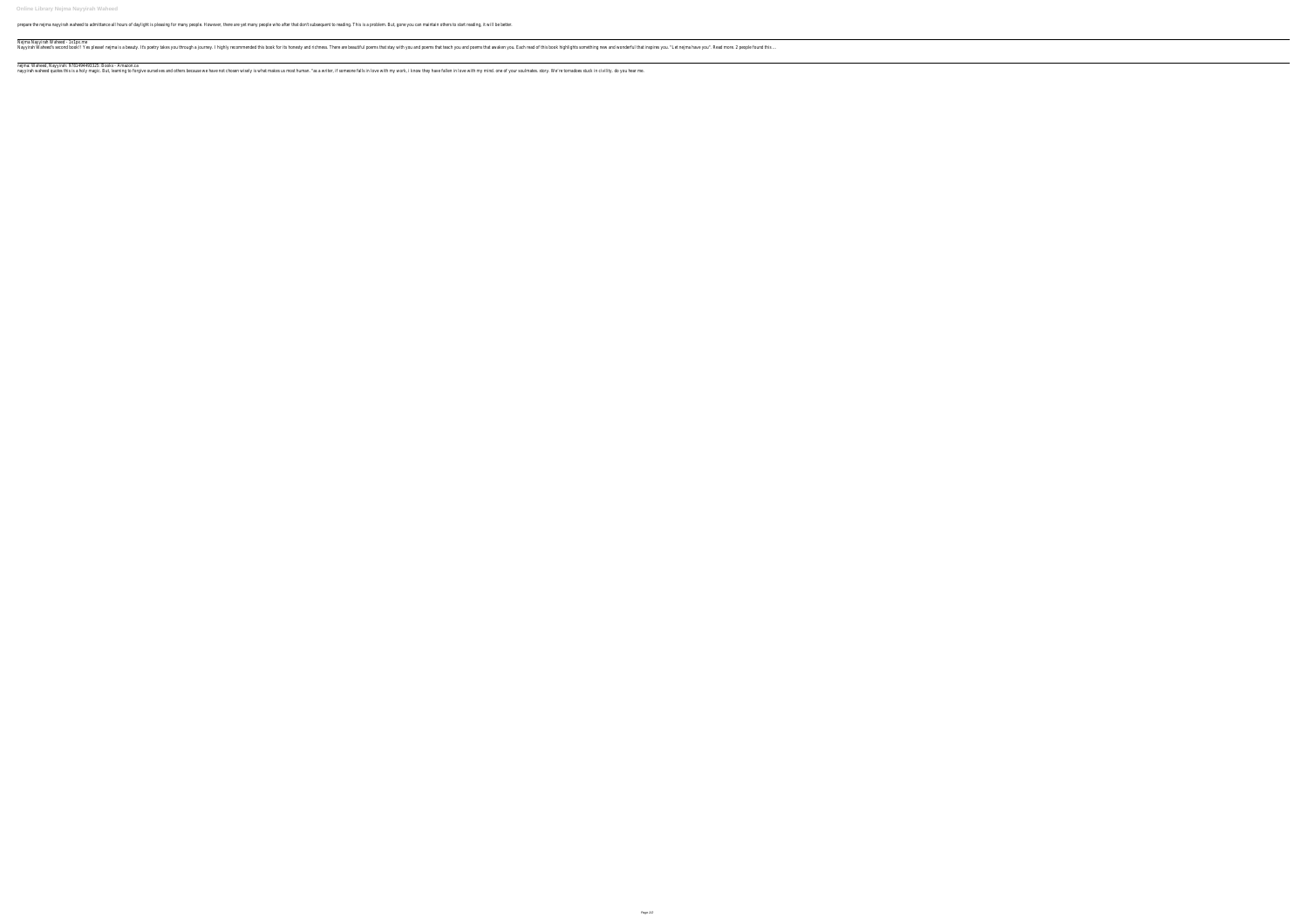prepare the nejma nayyirah waheed to admittance all hours of daylight is pleasing for many people. However, there are yet many people who after that don't subsequent to reading. This is a problem. But, gone you can maintain others to start reading, it will be better.

Nejma Nayyirah Waheed - 1x1px.me

Nayyirah Waheed's second book!! Yes please! nejma is a beauty. It's poetry takes you through a journey. I highly recommended this book for its honesty and richness. There are beautiful poems that stay with you and poems that teach you and poems that awaken you. Each read of this book highlights something new and wonderful that inspires you. "Let nejma have you". Read more. 2 people found this ...

Nejma: Waheed, Nayyirah: 9781494493325: Books - Amazon.ca

nayyirah waheed quotes this is a holy magic. But, learning to forgive ourselves and others because we have not chosen wisely is what makes us most human. "as a writer, if someone falls in love with my work, i know they have fallen in love with my mind. one of your soulmates. story. We're tornadoes stuck in civility. do you hear me.